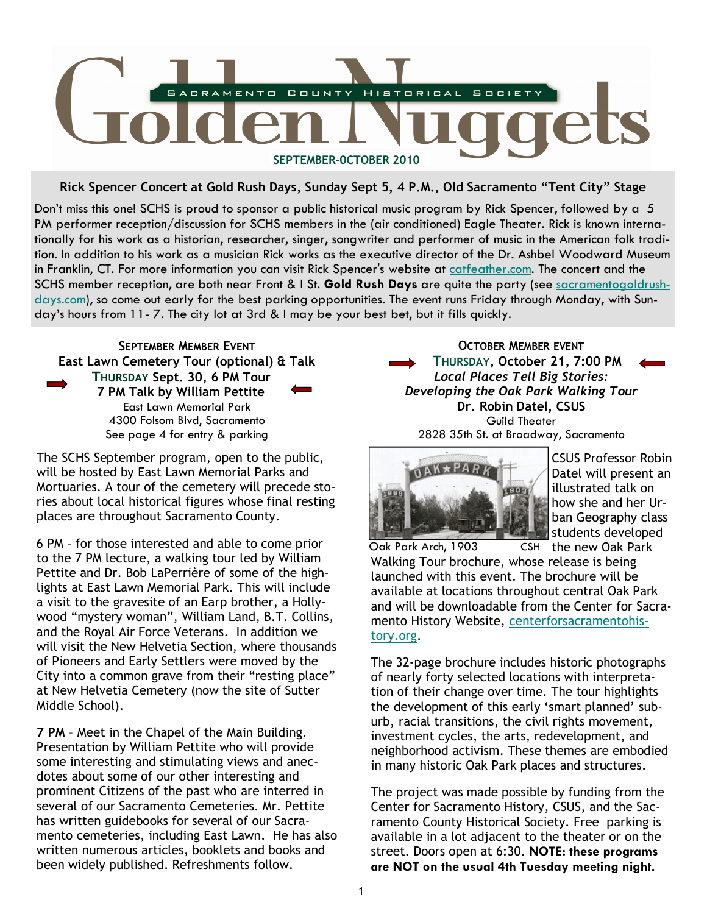# Golden Nuggets

SACRAMENTO COUNTY HISTORICAL SOCIETY

SEPTEMBER-OCTOBER 2010

## Rick Spencer Concert at Gold Rush Days, Sunday Sept 5, 4 P.M., Old Sacramento "Tent City" Stage

Don't miss this one! SCHS is proud to sponsor a public historical music program by Rick Spencer, followed by a 5 PM performer reception/discussion for SCHS members in the (air conditioned) Eagle Theater. Rick is known internationally for his work as a historian, researcher, singer, songwriter and performer of music in the American folk tradition. In addition to his work as a musician Rick works as the executive director of the Dr. Ashbel Woodward Museum in Franklin, CT. For more information you can visit Rick Spencer's website at catfeather.com. The concert and the SCHS member reception, are both near Front & I St. **Gold Rush Days** are quite the party (see sacramentogoldrushdays.com), so come out early for the best parking opportunities. The event runs Friday through Monday, with Sunday's hours from 11- 7. The city lot at 3rd & I may be your best bet, but it fills quickly.

### SEPTEMBER MEMBER EVENT

**East Lawn Cemetery Tour (optional) & Talk**
**THURSDAY Sept. 30, 6 PM Tour**
**7 PM Talk by William Pettite**
East Lawn Memorial Park
4300 Folsom Blvd, Sacramento
See page 4 for entry & parking

The SCHS September program, open to the public, will be hosted by East Lawn Memorial Parks and Mortuaries. A tour of the cemetery will precede stories about local historical figures whose final resting places are throughout Sacramento County.

6 PM – for those interested and able to come prior to the 7 PM lecture, a walking tour led by William Pettite and Dr. Bob LaPerrière of some of the highlights at East Lawn Memorial Park. This will include a visit to the gravesite of an Earp brother, a Hollywood "mystery woman", William Land, B.T. Collins, and the Royal Air Force Veterans. In addition we will visit the New Helvetia Section, where thousands of Pioneers and Early Settlers were moved by the City into a common grave from their "resting place" at New Helvetia Cemetery (now the site of Sutter Middle School).

**7 PM** – Meet in the Chapel of the Main Building. Presentation by William Pettite who will provide some interesting and stimulating views and anecdotes about some of our other interesting and prominent Citizens of the past who are interred in several of our Sacramento Cemeteries. Mr. Pettite has written guidebooks for several of our Sacramento cemeteries, including East Lawn. He has also written numerous articles, booklets and books and been widely published. Refreshments follow.

### OCTOBER MEMBER EVENT

**THURSDAY, October 21, 7:00 PM**
***Local Places Tell Big Stories: Developing the Oak Park Walking Tour***
**Dr. Robin Datel, CSUS**
Guild Theater
2828 35th St. at Broadway, Sacramento

Oak Park Arch, 1903 CSH

CSUS Professor Robin Datel will present an illustrated talk on how she and her Urban Geography class students developed the new Oak Park Walking Tour brochure, whose release is being launched with this event. The brochure will be available at locations throughout central Oak Park and will be downloadable from the Center for Sacramento History Website, centerforsacramentohistory.org.

The 32-page brochure includes historic photographs of nearly forty selected locations with interpretation of their change over time. The tour highlights the development of this early 'smart planned' suburb, racial transitions, the civil rights movement, investment cycles, the arts, redevelopment, and neighborhood activism. These themes are embodied in many historic Oak Park places and structures.

The project was made possible by funding from the Center for Sacramento History, CSUS, and the Sacramento County Historical Society. Free parking is available in a lot adjacent to the theater or on the street. Doors open at 6:30. **NOTE: these programs are NOT on the usual 4th Tuesday meeting night.**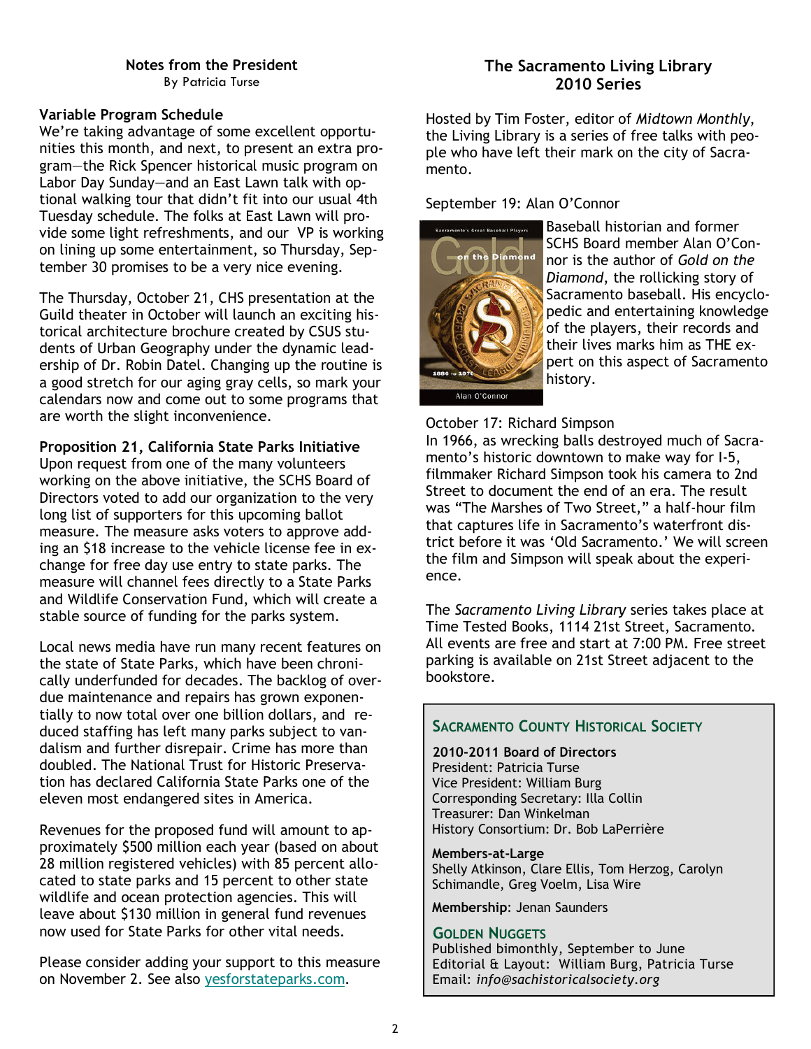## Notes from the President

By Patricia Turse

**Variable Program Schedule**

We're taking advantage of some excellent opportunities this month, and next, to present an extra program—the Rick Spencer historical music program on Labor Day Sunday—and an East Lawn talk with optional walking tour that didn't fit into our usual 4th Tuesday schedule. The folks at East Lawn will provide some light refreshments, and our VP is working on lining up some entertainment, so Thursday, September 30 promises to be a very nice evening.

The Thursday, October 21, CHS presentation at the Guild theater in October will launch an exciting historical architecture brochure created by CSUS students of Urban Geography under the dynamic leadership of Dr. Robin Datel. Changing up the routine is a good stretch for our aging gray cells, so mark your calendars now and come out to some programs that are worth the slight inconvenience.

**Proposition 21, California State Parks Initiative**

Upon request from one of the many volunteers working on the above initiative, the SCHS Board of Directors voted to add our organization to the very long list of supporters for this upcoming ballot measure. The measure asks voters to approve adding an $18 increase to the vehicle license fee in exchange for free day use entry to state parks. The measure will channel fees directly to a State Parks and Wildlife Conservation Fund, which will create a stable source of funding for the parks system.

Local news media have run many recent features on the state of State Parks, which have been chronically underfunded for decades. The backlog of overdue maintenance and repairs has grown exponentially to now total over one billion dollars, and reduced staffing has left many parks subject to vandalism and further disrepair. Crime has more than doubled. The National Trust for Historic Preservation has declared California State Parks one of the eleven most endangered sites in America.

Revenues for the proposed fund will amount to approximately $500 million each year (based on about 28 million registered vehicles) with 85 percent allocated to state parks and 15 percent to other state wildlife and ocean protection agencies. This will leave about $130 million in general fund revenues now used for State Parks for other vital needs.

Please consider adding your support to this measure on November 2. See also yesforstateparks.com.

## The Sacramento Living Library 2010 Series

Hosted by Tim Foster, editor of *Midtown Monthly*, the Living Library is a series of free talks with people who have left their mark on the city of Sacramento.

September 19: Alan O'Connor

Baseball historian and former SCHS Board member Alan O'Connor is the author of *Gold on the Diamond*, the rollicking story of Sacramento baseball. His encyclopedic and entertaining knowledge of the players, their records and their lives marks him as THE expert on this aspect of Sacramento history.

October 17: Richard Simpson

In 1966, as wrecking balls destroyed much of Sacramento's historic downtown to make way for I-5, filmmaker Richard Simpson took his camera to 2nd Street to document the end of an era. The result was "The Marshes of Two Street," a half-hour film that captures life in Sacramento's waterfront district before it was 'Old Sacramento.' We will screen the film and Simpson will speak about the experience.

The *Sacramento Living Library* series takes place at Time Tested Books, 1114 21st Street, Sacramento. All events are free and start at 7:00 PM. Free street parking is available on 21st Street adjacent to the bookstore.

### Sacramento County Historical Society

**2010-2011 Board of Directors**

President: Patricia Turse
Vice President: William Burg
Corresponding Secretary: Illa Collin
Treasurer: Dan Winkelman
History Consortium: Dr. Bob LaPerrière

**Members-at-Large**

Shelly Atkinson, Clare Ellis, Tom Herzog, Carolyn Schimandle, Greg Voelm, Lisa Wire

**Membership**: Jenan Saunders

### Golden Nuggets

Published bimonthly, September to June
Editorial & Layout: William Burg, Patricia Turse
Email: *info@sachistoricalsociety.org*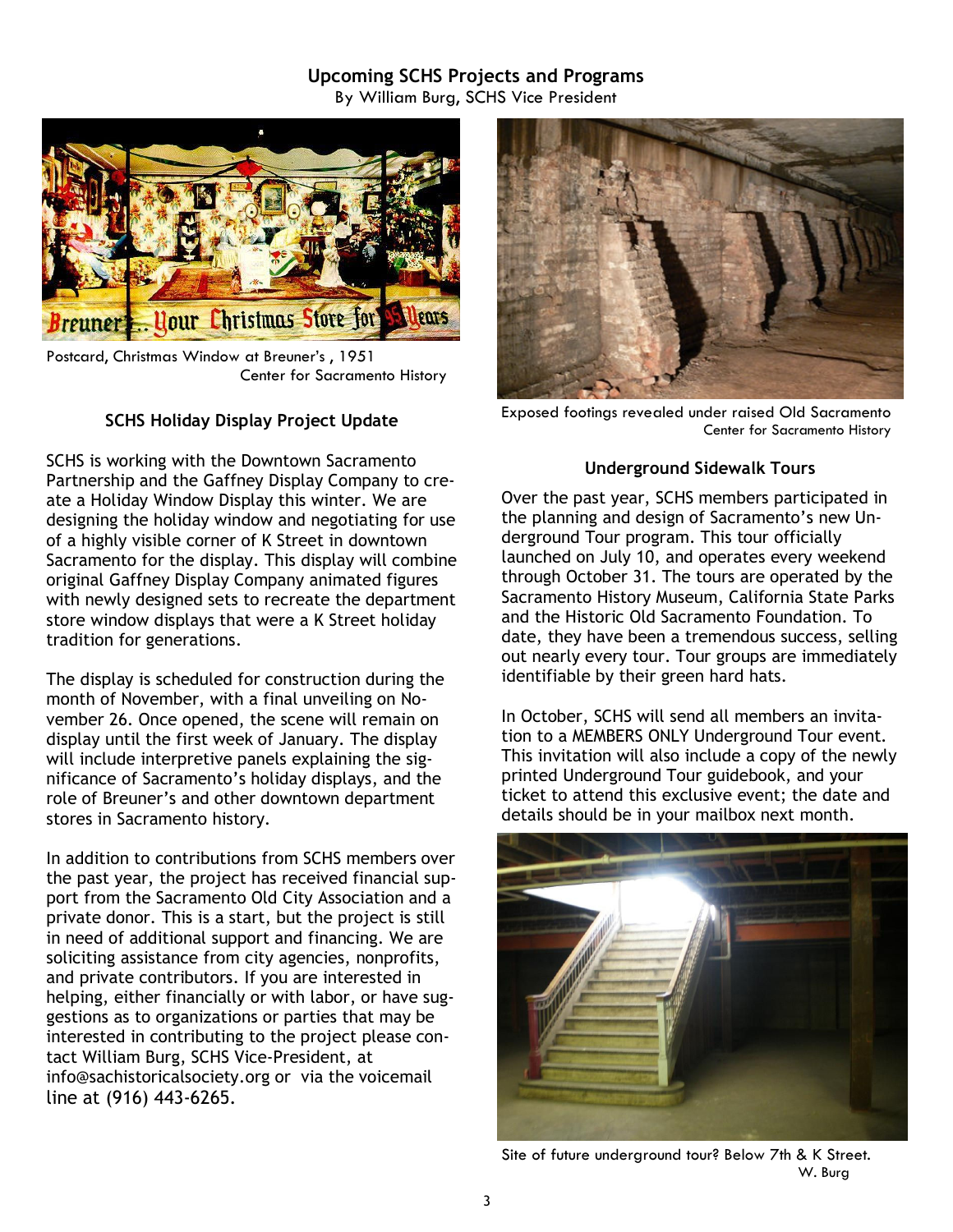## Upcoming SCHS Projects and Programs

By William Burg, SCHS Vice President

Postcard, Christmas Window at Breuner's, 1951
Center for Sacramento History

### SCHS Holiday Display Project Update

SCHS is working with the Downtown Sacramento Partnership and the Gaffney Display Company to create a Holiday Window Display this winter. We are designing the holiday window and negotiating for use of a highly visible corner of K Street in downtown Sacramento for the display. This display will combine original Gaffney Display Company animated figures with newly designed sets to recreate the department store window displays that were a K Street holiday tradition for generations.

The display is scheduled for construction during the month of November, with a final unveiling on November 26. Once opened, the scene will remain on display until the first week of January. The display will include interpretive panels explaining the significance of Sacramento's holiday displays, and the role of Breuner's and other downtown department stores in Sacramento history.

In addition to contributions from SCHS members over the past year, the project has received financial support from the Sacramento Old City Association and a private donor. This is a start, but the project is still in need of additional support and financing. We are soliciting assistance from city agencies, nonprofits, and private contributors. If you are interested in helping, either financially or with labor, or have suggestions as to organizations or parties that may be interested in contributing to the project please contact William Burg, SCHS Vice-President, at info@sachistoricalsociety.org or via the voicemail line at (916) 443-6265.

Exposed footings revealed under raised Old Sacramento
Center for Sacramento History

### Underground Sidewalk Tours

Over the past year, SCHS members participated in the planning and design of Sacramento's new Underground Tour program. This tour officially launched on July 10, and operates every weekend through October 31. The tours are operated by the Sacramento History Museum, California State Parks and the Historic Old Sacramento Foundation. To date, they have been a tremendous success, selling out nearly every tour. Tour groups are immediately identifiable by their green hard hats.

In October, SCHS will send all members an invitation to a MEMBERS ONLY Underground Tour event. This invitation will also include a copy of the newly printed Underground Tour guidebook, and your ticket to attend this exclusive event; the date and details should be in your mailbox next month.

Site of future underground tour? Below 7th & K Street.
W. Burg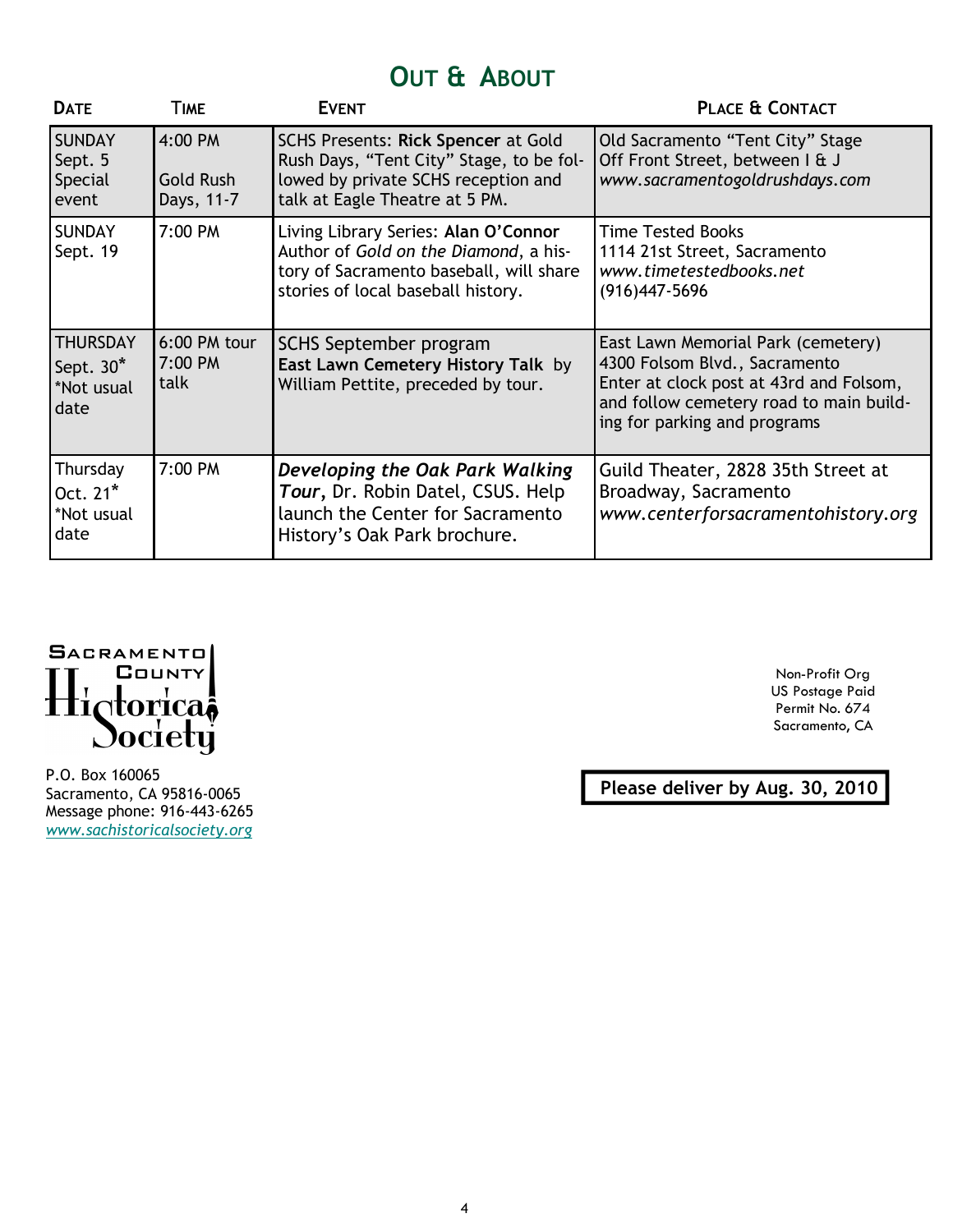# Out & About

| Date | Time | Event | Place & Contact |
|---|---|---|---|
| SUNDAY Sept. 5 Special event | 4:00 PM<br><br>Gold Rush Days, 11-7 | SCHS Presents: **Rick Spencer** at Gold Rush Days, "Tent City" Stage, to be followed by private SCHS reception and talk at Eagle Theatre at 5 PM. | Old Sacramento "Tent City" Stage<br>Off Front Street, between I & J<br>*www.sacramentogoldrushdays.com* |
| SUNDAY Sept. 19 | 7:00 PM | Living Library Series: **Alan O'Connor** Author of *Gold on the Diamond*, a history of Sacramento baseball, will share stories of local baseball history. | Time Tested Books<br>1114 21st Street, Sacramento<br>*www.timetestedbooks.net*<br>(916)447-5696 |
| THURSDAY Sept. 30*<br>*Not usual date | 6:00 PM tour<br>7:00 PM talk | SCHS September program<br>**East Lawn Cemetery History Talk** by William Pettite, preceded by tour. | East Lawn Memorial Park (cemetery)<br>4300 Folsom Blvd., Sacramento<br>Enter at clock post at 43rd and Folsom, and follow cemetery road to main building for parking and programs |
| Thursday Oct. 21*<br>*Not usual date | 7:00 PM | ***Developing the Oak Park Walking Tour***, Dr. Robin Datel, CSUS. Help launch the Center for Sacramento History's Oak Park brochure. | Guild Theater, 2828 35th Street at Broadway, Sacramento<br>*www.centerforsacramentohistory.org* |

Sacramento County Historical Society

P.O. Box 160065
Sacramento, CA 95816-0065
Message phone: 916-443-6265
*www.sachistoricalsociety.org*

Non-Profit Org
US Postage Paid
Permit No. 674
Sacramento, CA

**Please deliver by Aug. 30, 2010**